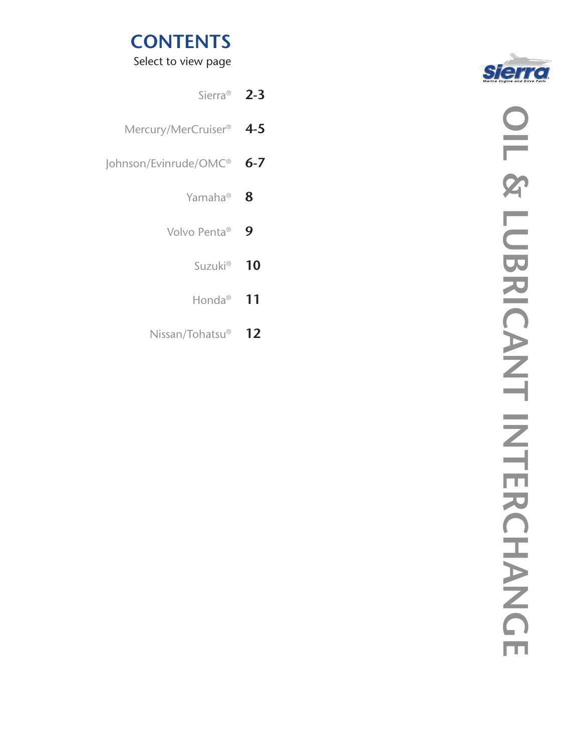# OIL & LUBRICANT INTERCHANGE

Sierra
Marine Engine and Drive Parts

## CONTENTS

Select to view page

| | |
|---|---|
| Sierra® | 2-3 |
| Mercury/MerCruiser® | 4-5 |
| Johnson/Evinrude/OMC® | 6-7 |
| Yamaha® | 8 |
| Volvo Penta® | 9 |
| Suzuki® | 10 |
| Honda® | 11 |
| Nissan/Tohatsu® | 12 |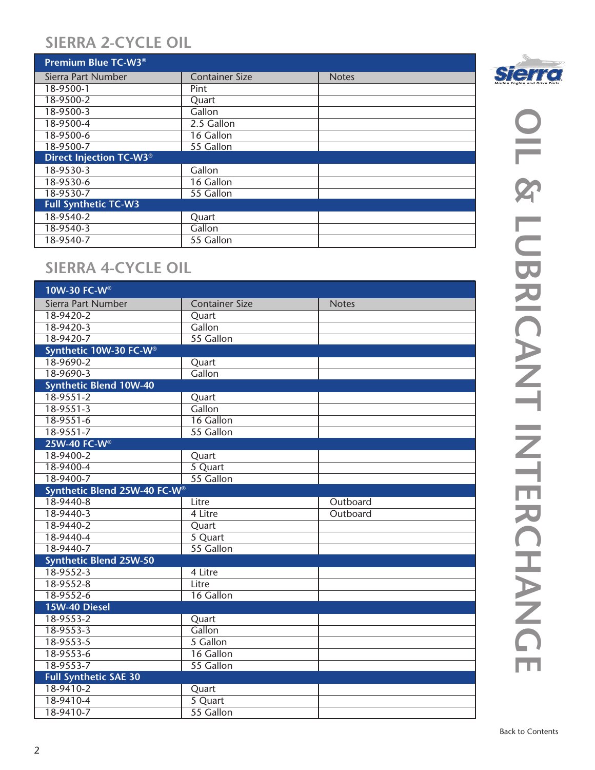## SIERRA 2-CYCLE OIL

| Premium Blue TC-W3® | | |
|---|---|---|
| Sierra Part Number | Container Size | Notes |
| 18-9500-1 | Pint | |
| 18-9500-2 | Quart | |
| 18-9500-3 | Gallon | |
| 18-9500-4 | 2.5 Gallon | |
| 18-9500-6 | 16 Gallon | |
| 18-9500-7 | 55 Gallon | |
| **Direct Injection TC-W3®** | | |
| 18-9530-3 | Gallon | |
| 18-9530-6 | 16 Gallon | |
| 18-9530-7 | 55 Gallon | |
| **Full Synthetic TC-W3** | | |
| 18-9540-2 | Quart | |
| 18-9540-3 | Gallon | |
| 18-9540-7 | 55 Gallon | |

## SIERRA 4-CYCLE OIL

| 10W-30 FC-W® | | |
|---|---|---|
| Sierra Part Number | Container Size | Notes |
| 18-9420-2 | Quart | |
| 18-9420-3 | Gallon | |
| 18-9420-7 | 55 Gallon | |
| **Synthetic 10W-30 FC-W®** | | |
| 18-9690-2 | Quart | |
| 18-9690-3 | Gallon | |
| **Synthetic Blend 10W-40** | | |
| 18-9551-2 | Quart | |
| 18-9551-3 | Gallon | |
| 18-9551-6 | 16 Gallon | |
| 18-9551-7 | 55 Gallon | |
| **25W-40 FC-W®** | | |
| 18-9400-2 | Quart | |
| 18-9400-4 | 5 Quart | |
| 18-9400-7 | 55 Gallon | |
| **Synthetic Blend 25W-40 FC-W®** | | |
| 18-9440-8 | Litre | Outboard |
| 18-9440-3 | 4 Litre | Outboard |
| 18-9440-2 | Quart | |
| 18-9440-4 | 5 Quart | |
| 18-9440-7 | 55 Gallon | |
| **Synthetic Blend 25W-50** | | |
| 18-9552-3 | 4 Litre | |
| 18-9552-8 | Litre | |
| 18-9552-6 | 16 Gallon | |
| **15W-40 Diesel** | | |
| 18-9553-2 | Quart | |
| 18-9553-3 | Gallon | |
| 18-9553-5 | 5 Gallon | |
| 18-9553-6 | 16 Gallon | |
| 18-9553-7 | 55 Gallon | |
| **Full Synthetic SAE 30** | | |
| 18-9410-2 | Quart | |
| 18-9410-4 | 5 Quart | |
| 18-9410-7 | 55 Gallon | |

OIL & LUBRICANT INTERCHANGE

Back to Contents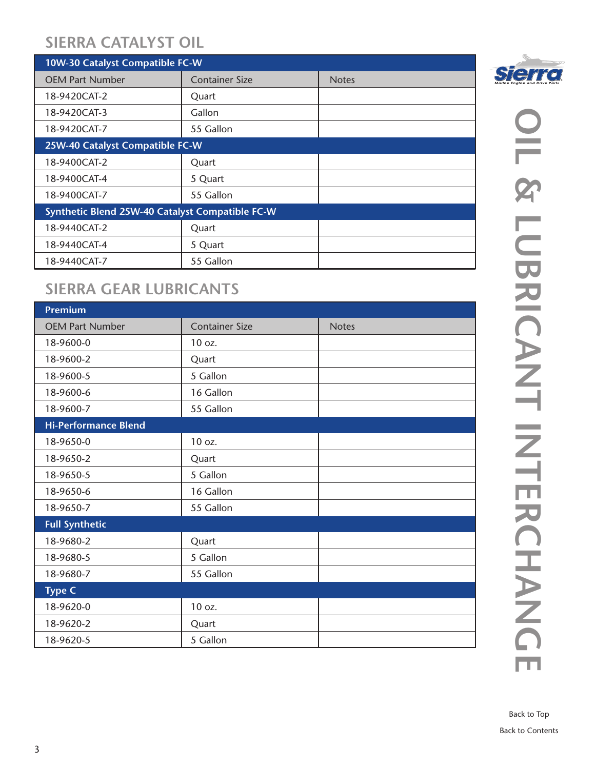## SIERRA CATALYST OIL

| 10W-30 Catalyst Compatible FC-W | | |
|---|---|---|
| OEM Part Number | Container Size | Notes |
| 18-9420CAT-2 | Quart | |
| 18-9420CAT-3 | Gallon | |
| 18-9420CAT-7 | 55 Gallon | |
| **25W-40 Catalyst Compatible FC-W** | | |
| 18-9400CAT-2 | Quart | |
| 18-9400CAT-4 | 5 Quart | |
| 18-9400CAT-7 | 55 Gallon | |
| **Synthetic Blend 25W-40 Catalyst Compatible FC-W** | | |
| 18-9440CAT-2 | Quart | |
| 18-9440CAT-4 | 5 Quart | |
| 18-9440CAT-7 | 55 Gallon | |

## SIERRA GEAR LUBRICANTS

| Premium | | |
|---|---|---|
| OEM Part Number | Container Size | Notes |
| 18-9600-0 | 10 oz. | |
| 18-9600-2 | Quart | |
| 18-9600-5 | 5 Gallon | |
| 18-9600-6 | 16 Gallon | |
| 18-9600-7 | 55 Gallon | |
| **Hi-Performance Blend** | | |
| 18-9650-0 | 10 oz. | |
| 18-9650-2 | Quart | |
| 18-9650-5 | 5 Gallon | |
| 18-9650-6 | 16 Gallon | |
| 18-9650-7 | 55 Gallon | |
| **Full Synthetic** | | |
| 18-9680-2 | Quart | |
| 18-9680-5 | 5 Gallon | |
| 18-9680-7 | 55 Gallon | |
| **Type C** | | |
| 18-9620-0 | 10 oz. | |
| 18-9620-2 | Quart | |
| 18-9620-5 | 5 Gallon | |

Back to Top

Back to Contents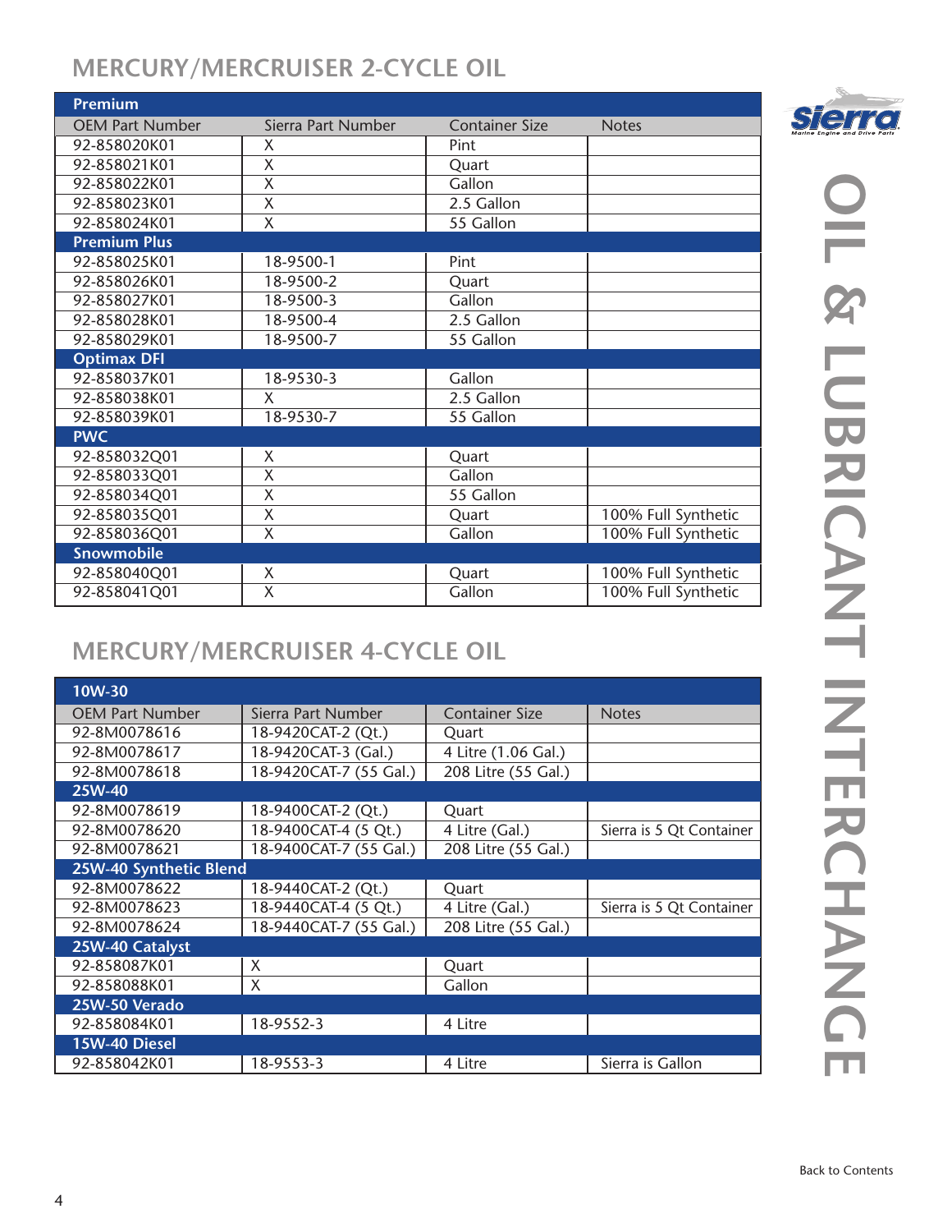## MERCURY/MERCRUISER 2-CYCLE OIL

| OEM Part Number | Sierra Part Number | Container Size | Notes |
|---|---|---|---|
| **Premium** | | | |
| 92-858020K01 | X | Pint | |
| 92-858021K01 | X | Quart | |
| 92-858022K01 | X | Gallon | |
| 92-858023K01 | X | 2.5 Gallon | |
| 92-858024K01 | X | 55 Gallon | |
| **Premium Plus** | | | |
| 92-858025K01 | 18-9500-1 | Pint | |
| 92-858026K01 | 18-9500-2 | Quart | |
| 92-858027K01 | 18-9500-3 | Gallon | |
| 92-858028K01 | 18-9500-4 | 2.5 Gallon | |
| 92-858029K01 | 18-9500-7 | 55 Gallon | |
| **Optimax DFI** | | | |
| 92-858037K01 | 18-9530-3 | Gallon | |
| 92-858038K01 | X | 2.5 Gallon | |
| 92-858039K01 | 18-9530-7 | 55 Gallon | |
| **PWC** | | | |
| 92-858032Q01 | X | Quart | |
| 92-858033Q01 | X | Gallon | |
| 92-858034Q01 | X | 55 Gallon | |
| 92-858035Q01 | X | Quart | 100% Full Synthetic |
| 92-858036Q01 | X | Gallon | 100% Full Synthetic |
| **Snowmobile** | | | |
| 92-858040Q01 | X | Quart | 100% Full Synthetic |
| 92-858041Q01 | X | Gallon | 100% Full Synthetic |

## MERCURY/MERCRUISER 4-CYCLE OIL

| OEM Part Number | Sierra Part Number | Container Size | Notes |
|---|---|---|---|
| **10W-30** | | | |
| 92-8M0078616 | 18-9420CAT-2 (Qt.) | Quart | |
| 92-8M0078617 | 18-9420CAT-3 (Gal.) | 4 Litre (1.06 Gal.) | |
| 92-8M0078618 | 18-9420CAT-7 (55 Gal.) | 208 Litre (55 Gal.) | |
| **25W-40** | | | |
| 92-8M0078619 | 18-9400CAT-2 (Qt.) | Quart | |
| 92-8M0078620 | 18-9400CAT-4 (5 Qt.) | 4 Litre (Gal.) | Sierra is 5 Qt Container |
| 92-8M0078621 | 18-9400CAT-7 (55 Gal.) | 208 Litre (55 Gal.) | |
| **25W-40 Synthetic Blend** | | | |
| 92-8M0078622 | 18-9440CAT-2 (Qt.) | Quart | |
| 92-8M0078623 | 18-9440CAT-4 (5 Qt.) | 4 Litre (Gal.) | Sierra is 5 Qt Container |
| 92-8M0078624 | 18-9440CAT-7 (55 Gal.) | 208 Litre (55 Gal.) | |
| **25W-40 Catalyst** | | | |
| 92-858087K01 | X | Quart | |
| 92-858088K01 | X | Gallon | |
| **25W-50 Verado** | | | |
| 92-858084K01 | 18-9552-3 | 4 Litre | |
| **15W-40 Diesel** | | | |
| 92-858042K01 | 18-9553-3 | 4 Litre | Sierra is Gallon |

Back to Contents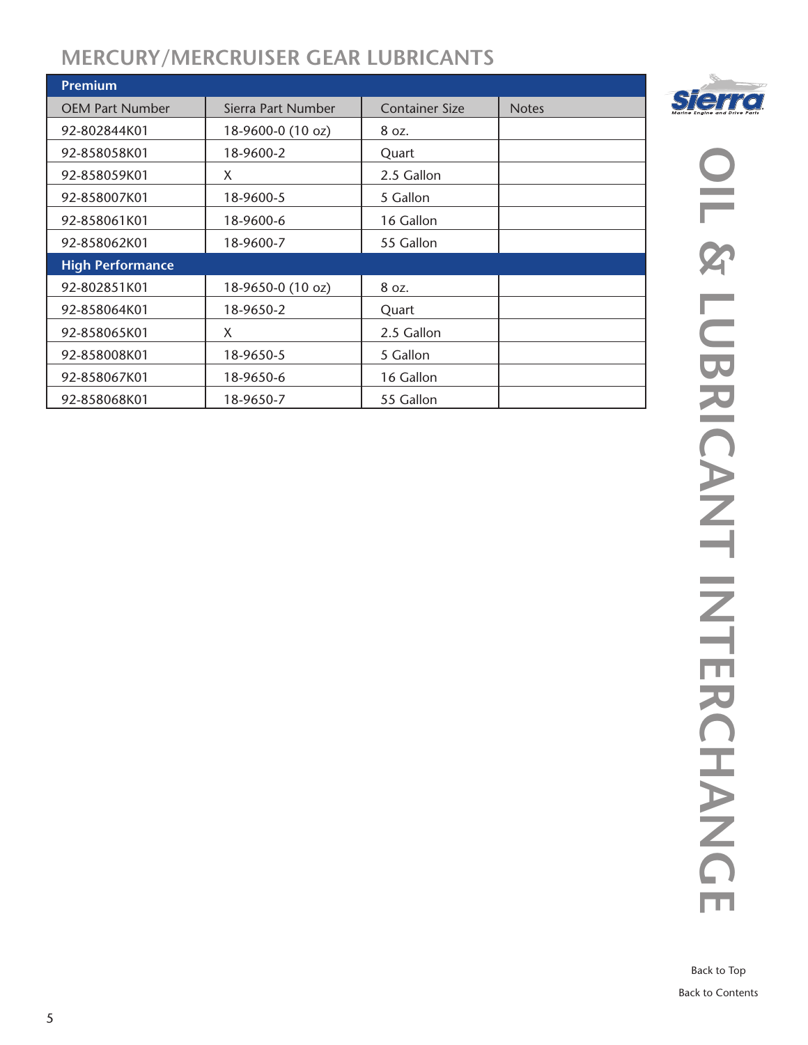## MERCURY/MERCRUISER GEAR LUBRICANTS

| Premium | | | |
|---|---|---|---|
| OEM Part Number | Sierra Part Number | Container Size | Notes |
| 92-802844K01 | 18-9600-0 (10 oz) | 8 oz. | |
| 92-858058K01 | 18-9600-2 | Quart | |
| 92-858059K01 | X | 2.5 Gallon | |
| 92-858007K01 | 18-9600-5 | 5 Gallon | |
| 92-858061K01 | 18-9600-6 | 16 Gallon | |
| 92-858062K01 | 18-9600-7 | 55 Gallon | |
| **High Performance** | | | |
| 92-802851K01 | 18-9650-0 (10 oz) | 8 oz. | |
| 92-858064K01 | 18-9650-2 | Quart | |
| 92-858065K01 | X | 2.5 Gallon | |
| 92-858008K01 | 18-9650-5 | 5 Gallon | |
| 92-858067K01 | 18-9650-6 | 16 Gallon | |
| 92-858068K01 | 18-9650-7 | 55 Gallon | |

OIL & LUBRICANT INTERCHANGE

Back to Top

Back to Contents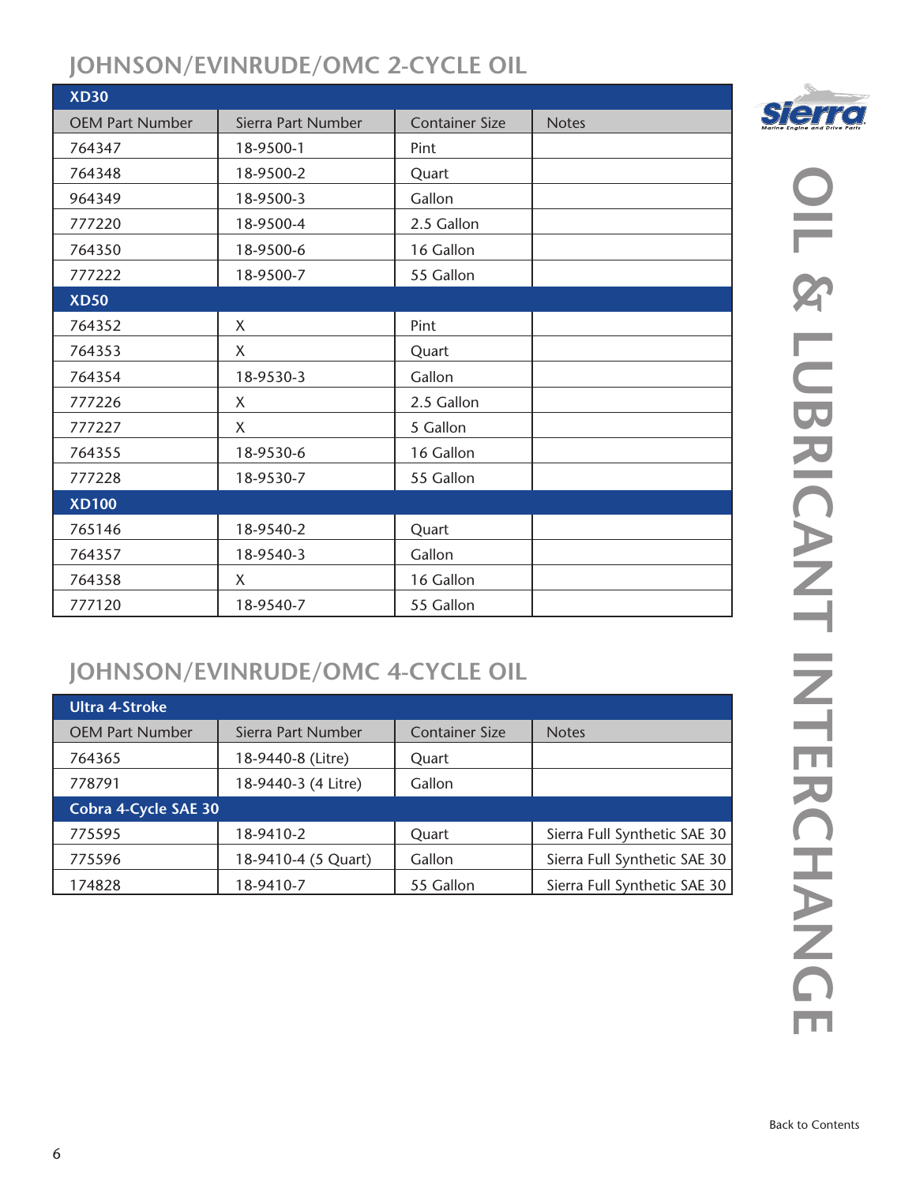## JOHNSON/EVINRUDE/OMC 2-CYCLE OIL

| OEM Part Number | Sierra Part Number | Container Size | Notes |
|---|---|---|---|
| **XD30** | | | |
| 764347 | 18-9500-1 | Pint | |
| 764348 | 18-9500-2 | Quart | |
| 964349 | 18-9500-3 | Gallon | |
| 777220 | 18-9500-4 | 2.5 Gallon | |
| 764350 | 18-9500-6 | 16 Gallon | |
| 777222 | 18-9500-7 | 55 Gallon | |
| **XD50** | | | |
| 764352 | X | Pint | |
| 764353 | X | Quart | |
| 764354 | 18-9530-3 | Gallon | |
| 777226 | X | 2.5 Gallon | |
| 777227 | X | 5 Gallon | |
| 764355 | 18-9530-6 | 16 Gallon | |
| 777228 | 18-9530-7 | 55 Gallon | |
| **XD100** | | | |
| 765146 | 18-9540-2 | Quart | |
| 764357 | 18-9540-3 | Gallon | |
| 764358 | X | 16 Gallon | |
| 777120 | 18-9540-7 | 55 Gallon | |

## JOHNSON/EVINRUDE/OMC 4-CYCLE OIL

| OEM Part Number | Sierra Part Number | Container Size | Notes |
|---|---|---|---|
| **Ultra 4-Stroke** | | | |
| 764365 | 18-9440-8 (Litre) | Quart | |
| 778791 | 18-9440-3 (4 Litre) | Gallon | |
| **Cobra 4-Cycle SAE 30** | | | |
| 775595 | 18-9410-2 | Quart | Sierra Full Synthetic SAE 30 |
| 775596 | 18-9410-4 (5 Quart) | Gallon | Sierra Full Synthetic SAE 30 |
| 174828 | 18-9410-7 | 55 Gallon | Sierra Full Synthetic SAE 30 |

OIL & LUBRICANT INTERCHANGE

Back to Contents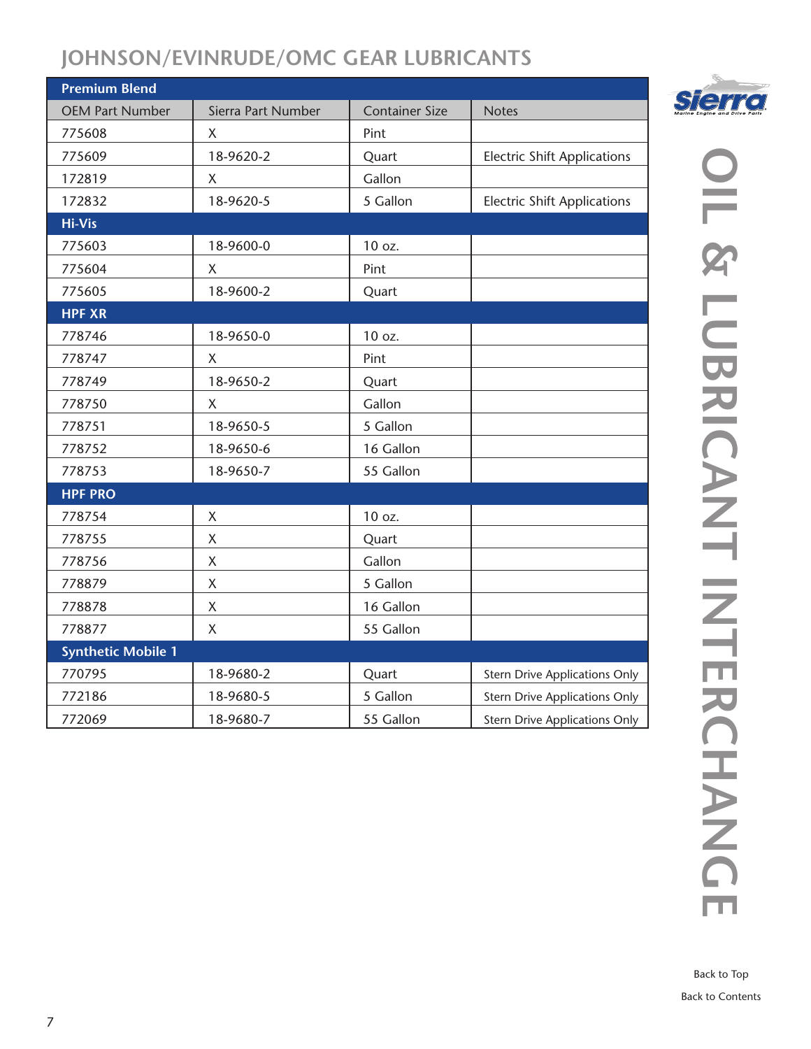# JOHNSON/EVINRUDE/OMC GEAR LUBRICANTS

| OEM Part Number | Sierra Part Number | Container Size | Notes |
|---|---|---|---|
| **Premium Blend** | | | |
| 775608 | X | Pint | |
| 775609 | 18-9620-2 | Quart | Electric Shift Applications |
| 172819 | X | Gallon | |
| 172832 | 18-9620-5 | 5 Gallon | Electric Shift Applications |
| **Hi-Vis** | | | |
| 775603 | 18-9600-0 | 10 oz. | |
| 775604 | X | Pint | |
| 775605 | 18-9600-2 | Quart | |
| **HPF XR** | | | |
| 778746 | 18-9650-0 | 10 oz. | |
| 778747 | X | Pint | |
| 778749 | 18-9650-2 | Quart | |
| 778750 | X | Gallon | |
| 778751 | 18-9650-5 | 5 Gallon | |
| 778752 | 18-9650-6 | 16 Gallon | |
| 778753 | 18-9650-7 | 55 Gallon | |
| **HPF PRO** | | | |
| 778754 | X | 10 oz. | |
| 778755 | X | Quart | |
| 778756 | X | Gallon | |
| 778879 | X | 5 Gallon | |
| 778878 | X | 16 Gallon | |
| 778877 | X | 55 Gallon | |
| **Synthetic Mobile 1** | | | |
| 770795 | 18-9680-2 | Quart | Stern Drive Applications Only |
| 772186 | 18-9680-5 | 5 Gallon | Stern Drive Applications Only |
| 772069 | 18-9680-7 | 55 Gallon | Stern Drive Applications Only |

Back to Top

Back to Contents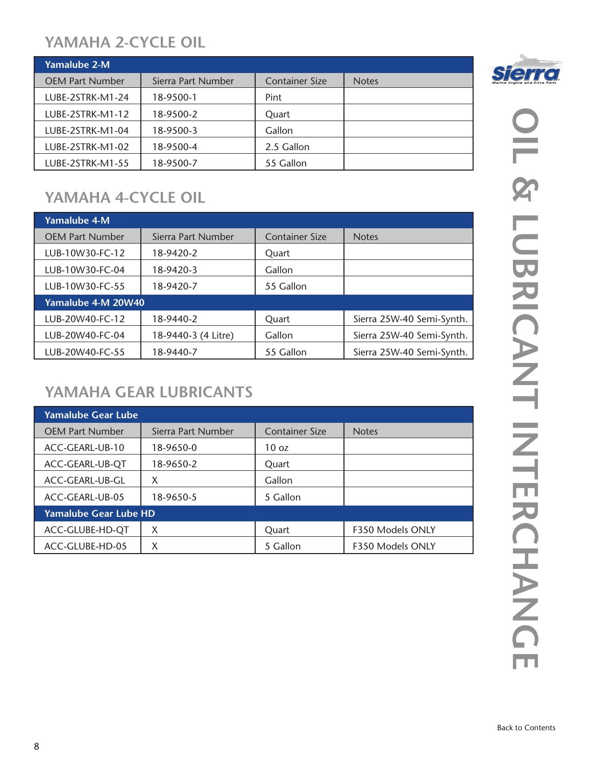## YAMAHA 2-CYCLE OIL

| Yamalube 2-M | | | |
|---|---|---|---|
| OEM Part Number | Sierra Part Number | Container Size | Notes |
| LUBE-2STRK-M1-24 | 18-9500-1 | Pint | |
| LUBE-2STRK-M1-12 | 18-9500-2 | Quart | |
| LUBE-2STRK-M1-04 | 18-9500-3 | Gallon | |
| LUBE-2STRK-M1-02 | 18-9500-4 | 2.5 Gallon | |
| LUBE-2STRK-M1-55 | 18-9500-7 | 55 Gallon | |

## YAMAHA 4-CYCLE OIL

| Yamalube 4-M | | | |
|---|---|---|---|
| OEM Part Number | Sierra Part Number | Container Size | Notes |
| LUB-10W30-FC-12 | 18-9420-2 | Quart | |
| LUB-10W30-FC-04 | 18-9420-3 | Gallon | |
| LUB-10W30-FC-55 | 18-9420-7 | 55 Gallon | |
| **Yamalube 4-M 20W40** | | | |
| LUB-20W40-FC-12 | 18-9440-2 | Quart | Sierra 25W-40 Semi-Synth. |
| LUB-20W40-FC-04 | 18-9440-3 (4 Litre) | Gallon | Sierra 25W-40 Semi-Synth. |
| LUB-20W40-FC-55 | 18-9440-7 | 55 Gallon | Sierra 25W-40 Semi-Synth. |

## YAMAHA GEAR LUBRICANTS

| Yamalube Gear Lube | | | |
|---|---|---|---|
| OEM Part Number | Sierra Part Number | Container Size | Notes |
| ACC-GEARL-UB-10 | 18-9650-0 | 10 oz | |
| ACC-GEARL-UB-QT | 18-9650-2 | Quart | |
| ACC-GEARL-UB-GL | X | Gallon | |
| ACC-GEARL-UB-05 | 18-9650-5 | 5 Gallon | |
| **Yamalube Gear Lube HD** | | | |
| ACC-GLUBE-HD-QT | X | Quart | F350 Models ONLY |
| ACC-GLUBE-HD-05 | X | 5 Gallon | F350 Models ONLY |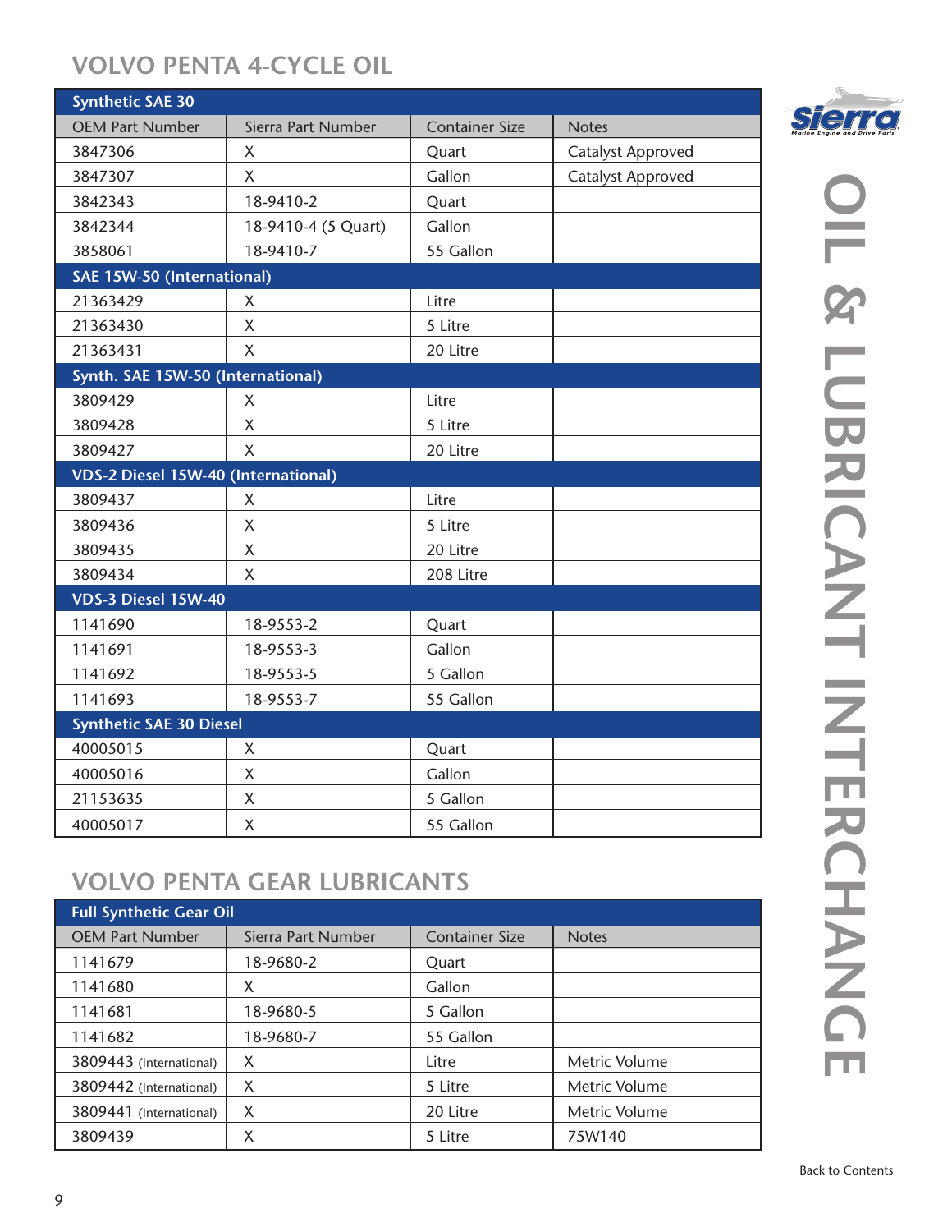## VOLVO PENTA 4-CYCLE OIL

| OEM Part Number | Sierra Part Number | Container Size | Notes |
|---|---|---|---|
| **Synthetic SAE 30** | | | |
| 3847306 | X | Quart | Catalyst Approved |
| 3847307 | X | Gallon | Catalyst Approved |
| 3842343 | 18-9410-2 | Quart | |
| 3842344 | 18-9410-4 (5 Quart) | Gallon | |
| 3858061 | 18-9410-7 | 55 Gallon | |
| **SAE 15W-50 (International)** | | | |
| 21363429 | X | Litre | |
| 21363430 | X | 5 Litre | |
| 21363431 | X | 20 Litre | |
| **Synth. SAE 15W-50 (International)** | | | |
| 3809429 | X | Litre | |
| 3809428 | X | 5 Litre | |
| 3809427 | X | 20 Litre | |
| **VDS-2 Diesel 15W-40 (International)** | | | |
| 3809437 | X | Litre | |
| 3809436 | X | 5 Litre | |
| 3809435 | X | 20 Litre | |
| 3809434 | X | 208 Litre | |
| **VDS-3 Diesel 15W-40** | | | |
| 1141690 | 18-9553-2 | Quart | |
| 1141691 | 18-9553-3 | Gallon | |
| 1141692 | 18-9553-5 | 5 Gallon | |
| 1141693 | 18-9553-7 | 55 Gallon | |
| **Synthetic SAE 30 Diesel** | | | |
| 40005015 | X | Quart | |
| 40005016 | X | Gallon | |
| 21153635 | X | 5 Gallon | |
| 40005017 | X | 55 Gallon | |

## VOLVO PENTA GEAR LUBRICANTS

| OEM Part Number | Sierra Part Number | Container Size | Notes |
|---|---|---|---|
| **Full Synthetic Gear Oil** | | | |
| 1141679 | 18-9680-2 | Quart | |
| 1141680 | X | Gallon | |
| 1141681 | 18-9680-5 | 5 Gallon | |
| 1141682 | 18-9680-7 | 55 Gallon | |
| 3809443 (International) | X | Litre | Metric Volume |
| 3809442 (International) | X | 5 Litre | Metric Volume |
| 3809441 (International) | X | 20 Litre | Metric Volume |
| 3809439 | X | 5 Litre | 75W140 |

Back to Contents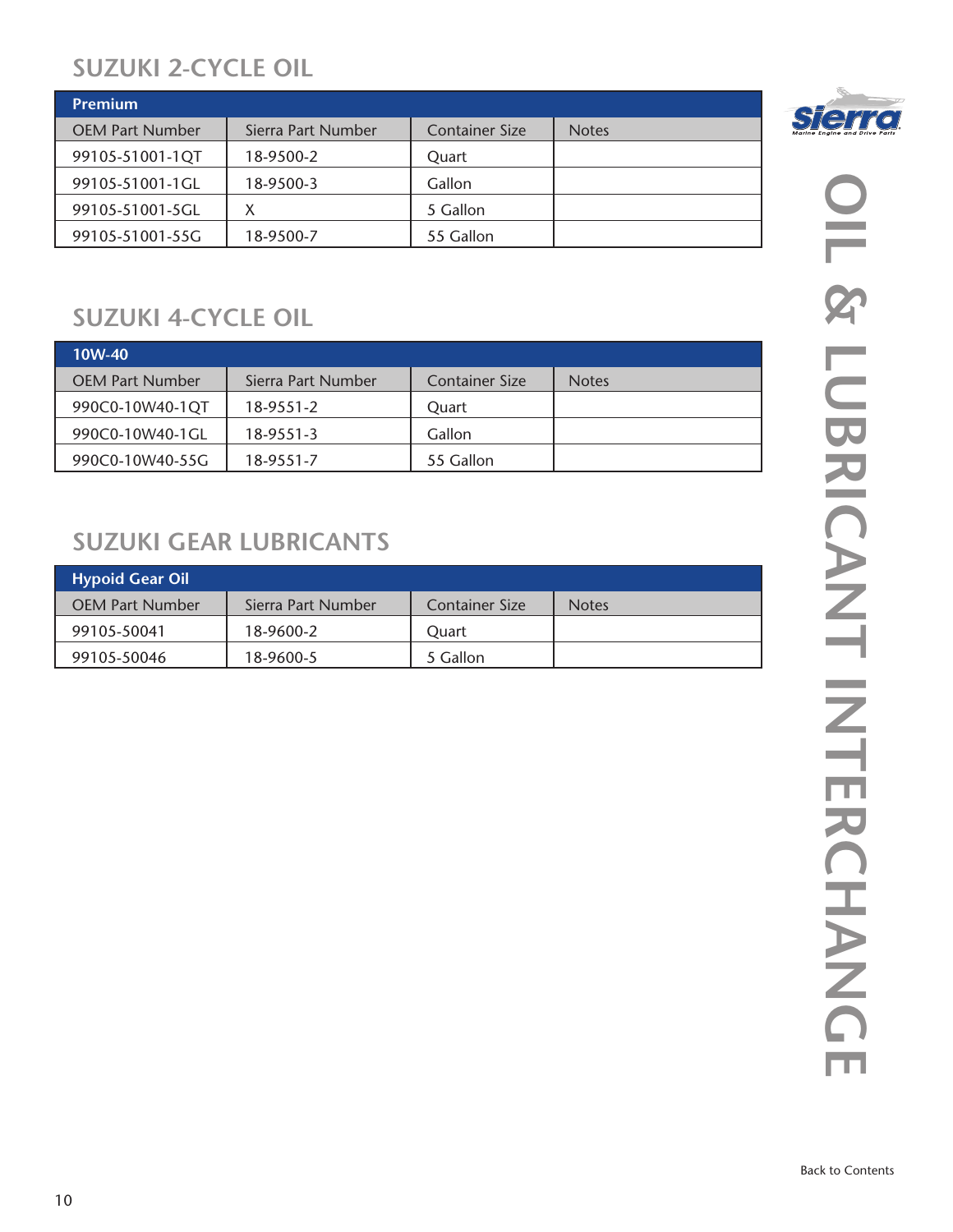## SUZUKI 2-CYCLE OIL

| Premium | | | |
|---|---|---|---|
| OEM Part Number | Sierra Part Number | Container Size | Notes |
| 99105-51001-1QT | 18-9500-2 | Quart | |
| 99105-51001-1GL | 18-9500-3 | Gallon | |
| 99105-51001-5GL | X | 5 Gallon | |
| 99105-51001-55G | 18-9500-7 | 55 Gallon | |

## SUZUKI 4-CYCLE OIL

| 10W-40 | | | |
|---|---|---|---|
| OEM Part Number | Sierra Part Number | Container Size | Notes |
| 990C0-10W40-1QT | 18-9551-2 | Quart | |
| 990C0-10W40-1GL | 18-9551-3 | Gallon | |
| 990C0-10W40-55G | 18-9551-7 | 55 Gallon | |

## SUZUKI GEAR LUBRICANTS

| Hypoid Gear Oil | | | |
|---|---|---|---|
| OEM Part Number | Sierra Part Number | Container Size | Notes |
| 99105-50041 | 18-9600-2 | Quart | |
| 99105-50046 | 18-9600-5 | 5 Gallon | |

OIL & LUBRICANT INTERCHANGE

Back to Contents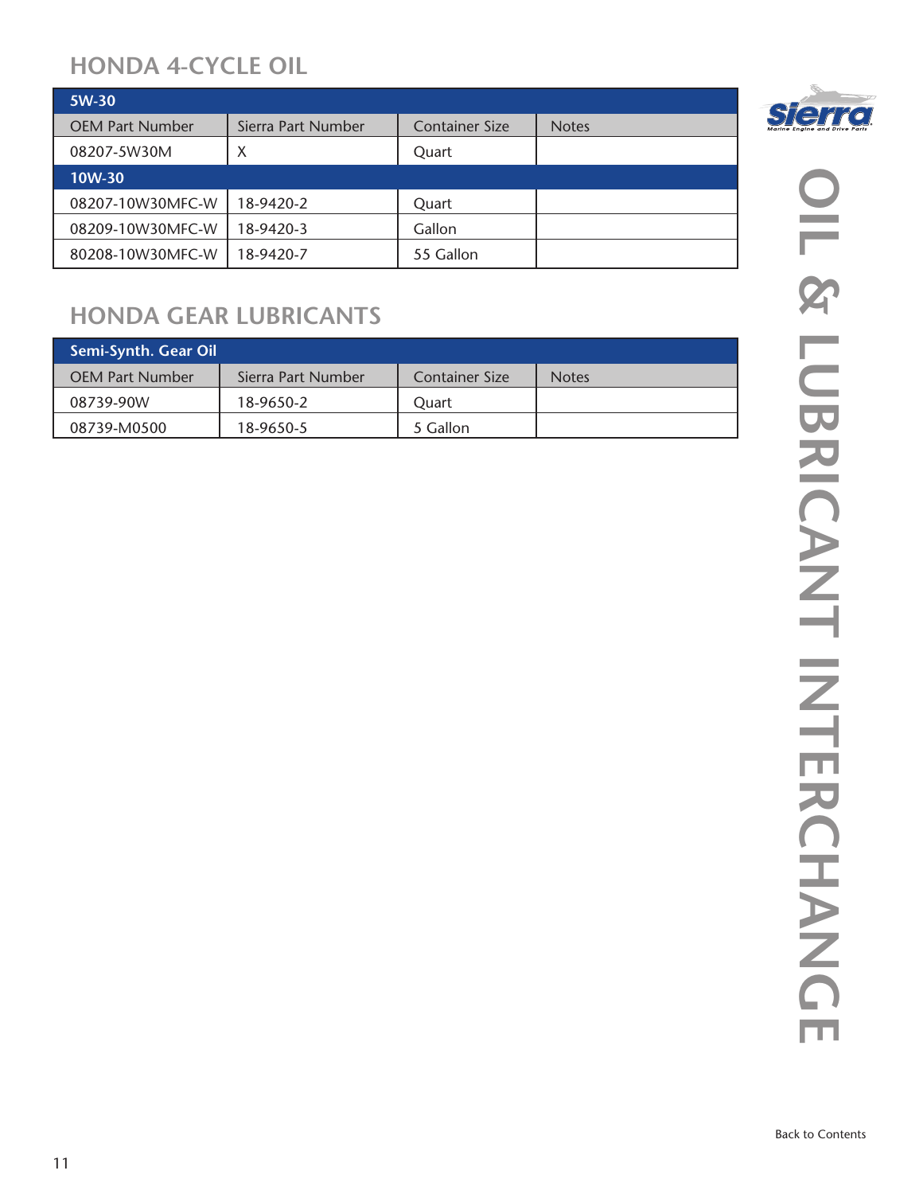## HONDA 4-CYCLE OIL

| 5W-30 | | | |
|---|---|---|---|
| OEM Part Number | Sierra Part Number | Container Size | Notes |
| 08207-5W30M | X | Quart | |
| **10W-30** | | | |
| 08207-10W30MFC-W | 18-9420-2 | Quart | |
| 08209-10W30MFC-W | 18-9420-3 | Gallon | |
| 80208-10W30MFC-W | 18-9420-7 | 55 Gallon | |

## HONDA GEAR LUBRICANTS

| Semi-Synth. Gear Oil | | | |
|---|---|---|---|
| OEM Part Number | Sierra Part Number | Container Size | Notes |
| 08739-90W | 18-9650-2 | Quart | |
| 08739-M0500 | 18-9650-5 | 5 Gallon | |

OIL & LUBRICANT INTERCHANGE

Back to Contents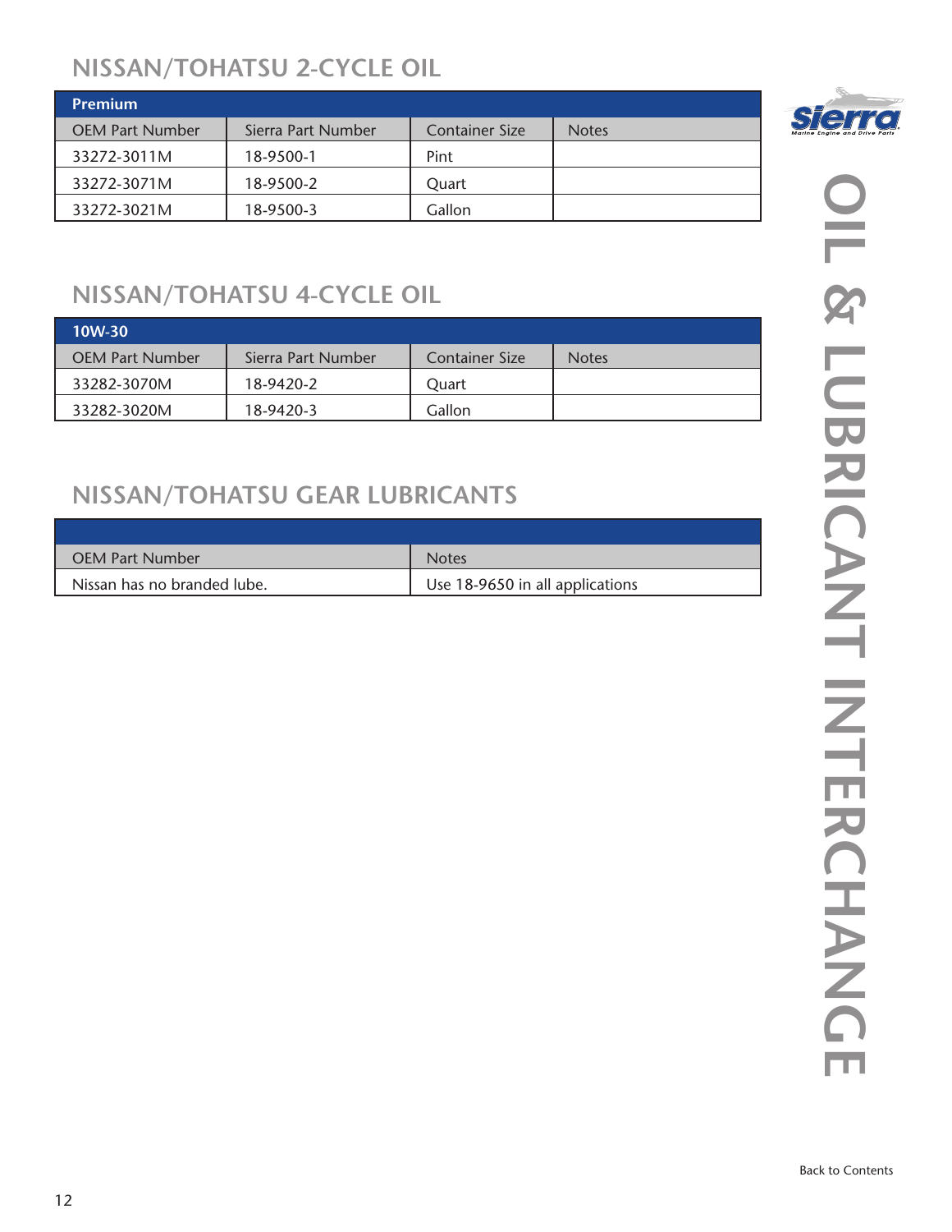## NISSAN/TOHATSU 2-CYCLE OIL

| Premium | | | |
|---|---|---|---|
| OEM Part Number | Sierra Part Number | Container Size | Notes |
| 33272-3011M | 18-9500-1 | Pint | |
| 33272-3071M | 18-9500-2 | Quart | |
| 33272-3021M | 18-9500-3 | Gallon | |

## NISSAN/TOHATSU 4-CYCLE OIL

| 10W-30 | | | |
|---|---|---|---|
| OEM Part Number | Sierra Part Number | Container Size | Notes |
| 33282-3070M | 18-9420-2 | Quart | |
| 33282-3020M | 18-9420-3 | Gallon | |

## NISSAN/TOHATSU GEAR LUBRICANTS

| OEM Part Number | Notes |
|---|---|
| Nissan has no branded lube. | Use 18-9650 in all applications |

OIL & LUBRICANT INTERCHANGE

Back to Contents